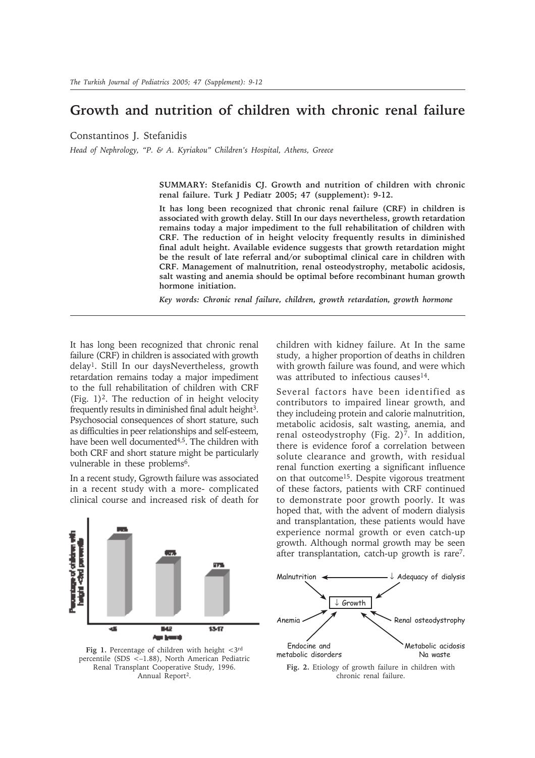# Growth and nutrition of children with chronic renal failure

Constantinos J. Stefanidis

*Head of Nephrology, "P. & A. Kyriakou" Children's Hospital, Athens, Greece*

**SUMMARY: Stefanidis CJ. Growth and nutrition of children with chronic renal failure. Turk J Pediatr 2005; 47 (supplement): 9-12.**

**It has long been recognized that chronic renal failure (CRF) in children is associated with growth delay. Still In our days nevertheless, growth retardation remains today a major impediment to the full rehabilitation of children with CRF. The reduction of in height velocity frequently results in diminished final adult height. Available evidence suggests that growth retardation might be the result of late referral and/or suboptimal clinical care in children with CRF. Management of malnutrition, renal osteodystrophy, metabolic acidosis, salt wasting and anemia should be optimal before recombinant human growth hormone initiation.**

***Key words: Chronic renal failure, children, growth retardation, growth hormone***

It has long been recognized that chronic renal failure (CRF) in children is associated with growth delay[1]. Still In our daysNevertheless, growth retardation remains today a major impediment to the full rehabilitation of children with CRF (Fig. 1)[2]. The reduction of in height velocity frequently results in diminished final adult height[3]. Psychosocial consequences of short stature, such as difficulties in peer relationships and self-esteem, have been well documented[4,5]. The children with both CRF and short stature might be particularly vulnerable in these problems[6].

In a recent study, Ggrowth failure was associated in a recent study with a more- complicated clinical course and increased risk of death for children with kidney failure. At In the same study, a higher proportion of deaths in children with growth failure was found, and were which was attributed to infectious causes[14].

Percentage of children with height <3rd percentile

<6

6-12

13-17

Age (years)

**Fig 1.** Percentage of children with height <3[rd] percentile (SDS <–1.88), North American Pediatric Renal Transplant Cooperative Study, 1996. Annual Report[2].

Several factors have been identified as contributors to impaired linear growth, and they includeing protein and calorie malnutrition, metabolic acidosis, salt wasting, anemia, and renal osteodystrophy (Fig. 2)[7]. In addition, there is evidence forof a correlation between solute clearance and growth, with residual renal function exerting a significant influence on that outcome[15]. Despite vigorous treatment of these factors, patients with CRF continued to demonstrate poor growth poorly. It was hoped that, with the advent of modern dialysis and transplantation, these patients would have experience normal growth or even catch-up growth. Although normal growth may be seen after transplantation, catch-up growth is rare[7].

Malnutrition

↓ Adequacy of dialysis

↓ Growth

Anemia

Renal osteodystrophy

Endocine and metabolic disorders

Metabolic acidosis Na waste

**Fig. 2.** Etiology of growth failure in children with chronic renal failure.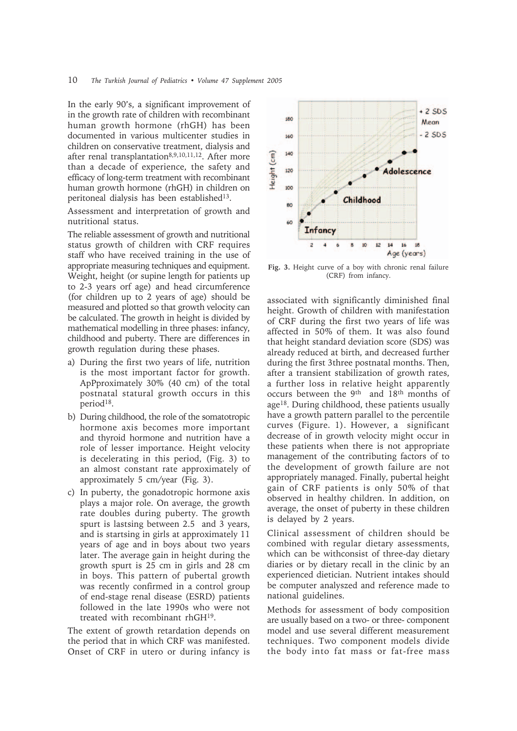In the early 90's, a significant improvement of in the growth rate of children with recombinant human growth hormone (rhGH) has been documented in various multicenter studies in children on conservative treatment, dialysis and after renal transplantation[8,9,10,11,12]. After more than a decade of experience, the safety and efficacy of long-term treatment with recombinant human growth hormone (rhGH) in children on peritoneal dialysis has been established[13].

Assessment and interpretation of growth and nutritional status.

The reliable assessment of growth and nutritional status growth of children with CRF requires staff who have received training in the use of appropriate measuring techniques and equipment. Weight, height (or supine length for patients up to 2-3 years orf age) and head circumference (for children up to 2 years of age) should be measured and plotted so that growth velocity can be calculated. The growth in height is divided by mathematical modelling in three phases: infancy, childhood and puberty. There are differences in growth regulation during these phases.

a) During the first two years of life, nutrition is the most important factor for growth. ApPproximately 30% (40 cm) of the total postnatal statural growth occurs in this period[18].

b) During childhood, the role of the somatotropic hormone axis becomes more important and thyroid hormone and nutrition have a role of lesser importance. Height velocity is decelerating in this period, (Fig. 3) to an almost constant rate approximately of approximately 5 cm/year (Fig. 3).

c) In puberty, the gonadotropic hormone axis plays a major role. On average, the growth rate doubles during puberty. The growth spurt is lastsing between 2.5 and 3 years, and is startsing in girls at approximately 11 years of age and in boys about two years later. The average gain in height during the growth spurt is 25 cm in girls and 28 cm in boys. This pattern of pubertal growth was recently confirmed in a control group of end-stage renal disease (ESRD) patients followed in the late 1990s who were not treated with recombinant rhGH[19].

The extent of growth retardation depends on the period that in which CRF was manifested. Onset of CRF in utero or during infancy is associated with significantly diminished final height. Growth of children with manifestation of CRF during the first two years of life was affected in 50% of them. It was also found that height standard deviation score (SDS) was already reduced at birth, and decreased further during the first 3three postnatal months. Then, after a transient stabilization of growth rates, a further loss in relative height apparently occurs between the 9th and 18th months of age[18]. During childhood, these patients usually have a growth pattern parallel to the percentile curves (Figure. 1). However, a significant decrease of in growth velocity might occur in these patients when there is not appropriate management of the contributing factors of to the development of growth failure are not appropriately managed. Finally, pubertal height gain of CRF patients is only 50% of that observed in healthy children. In addition, on average, the onset of puberty in these children is delayed by 2 years.

Height (cm)
180
160
140
120
100
80
60
+ 2 SDS
Mean
- 2 SDS
Adolescence
Childhood
Infancy
2 4 6 8 10 12 14 16 18
Age (years)

**Fig. 3.** Height curve of a boy with chronic renal failure (CRF) from infancy.

Clinical assessment of children should be combined with regular dietary assessments, which can be withconsist of three-day dietary diaries or by dietary recall in the clinic by an experienced dietician. Nutrient intakes should be computer analyszed and reference made to national guidelines.

Methods for assessment of body composition are usually based on a two- or three- component model and use several different measurement techniques. Two component models divide the body into fat mass or fat-free mass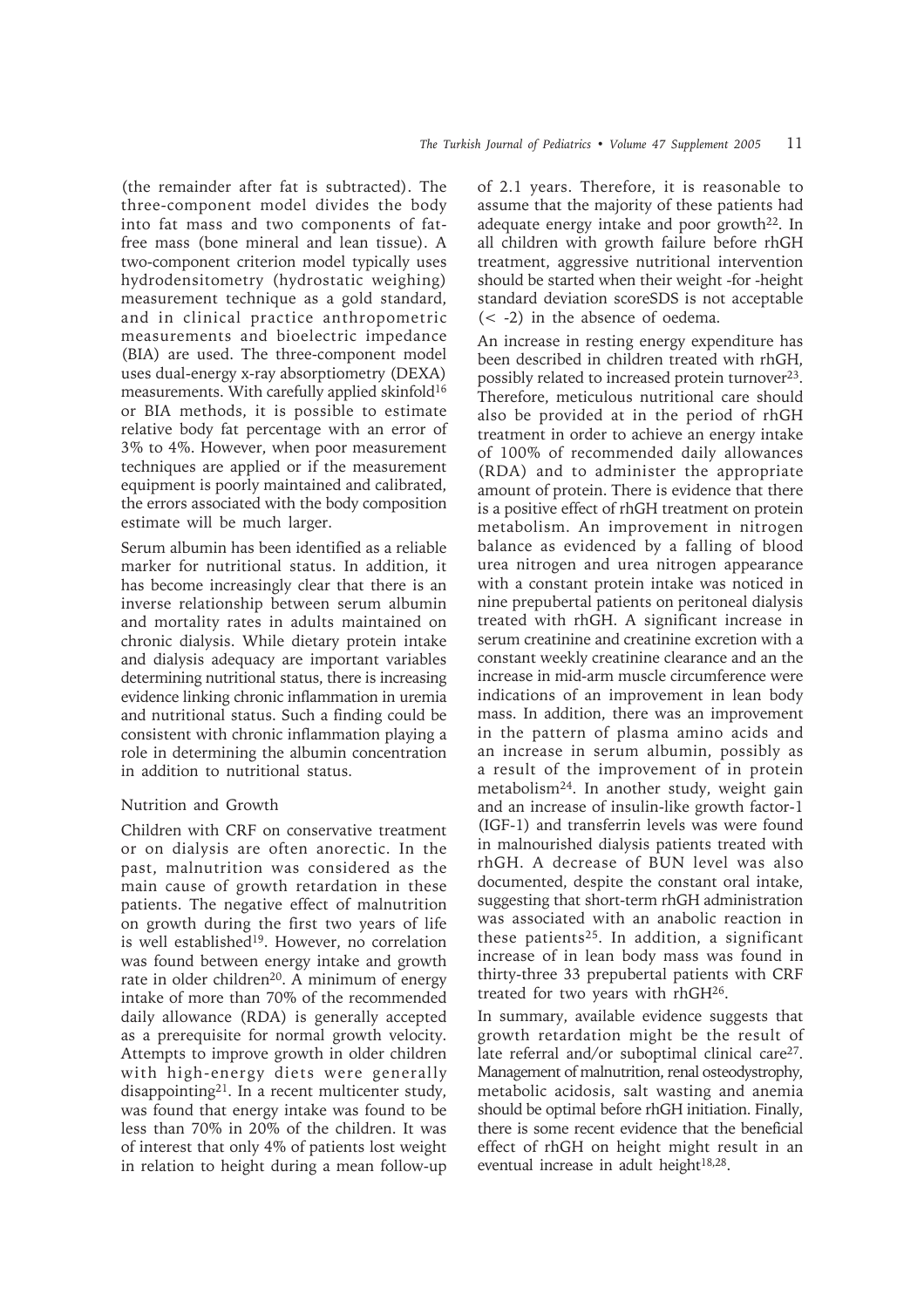(the remainder after fat is subtracted). The three-component model divides the body into fat mass and two components of fat-free mass (bone mineral and lean tissue). A two-component criterion model typically uses hydrodensitometry (hydrostatic weighing) measurement technique as a gold standard, and in clinical practice anthropometric measurements and bioelectric impedance (BIA) are used. The three-component model uses dual-energy x-ray absorptiometry (DEXA) measurements. With carefully applied skinfold[16] or BIA methods, it is possible to estimate relative body fat percentage with an error of 3% to 4%. However, when poor measurement techniques are applied or if the measurement equipment is poorly maintained and calibrated, the errors associated with the body composition estimate will be much larger.

Serum albumin has been identified as a reliable marker for nutritional status. In addition, it has become increasingly clear that there is an inverse relationship between serum albumin and mortality rates in adults maintained on chronic dialysis. While dietary protein intake and dialysis adequacy are important variables determining nutritional status, there is increasing evidence linking chronic inflammation in uremia and nutritional status. Such a finding could be consistent with chronic inflammation playing a role in determining the albumin concentration in addition to nutritional status.

## Nutrition and Growth

Children with CRF on conservative treatment or on dialysis are often anorectic. In the past, malnutrition was considered as the main cause of growth retardation in these patients. The negative effect of malnutrition on growth during the first two years of life is well established[19]. However, no correlation was found between energy intake and growth rate in older children[20]. A minimum of energy intake of more than 70% of the recommended daily allowance (RDA) is generally accepted as a prerequisite for normal growth velocity. Attempts to improve growth in older children with high-energy diets were generally disappointing[21]. In a recent multicenter study, was found that energy intake was found to be less than 70% in 20% of the children. It was of interest that only 4% of patients lost weight in relation to height during a mean follow-up of 2.1 years. Therefore, it is reasonable to assume that the majority of these patients had adequate energy intake and poor growth[22]. In all children with growth failure before rhGH treatment, aggressive nutritional intervention should be started when their weight -for -height standard deviation scoreSDS is not acceptable (< -2) in the absence of oedema.

An increase in resting energy expenditure has been described in children treated with rhGH, possibly related to increased protein turnover[23]. Therefore, meticulous nutritional care should also be provided at in the period of rhGH treatment in order to achieve an energy intake of 100% of recommended daily allowances (RDA) and to administer the appropriate amount of protein. There is evidence that there is a positive effect of rhGH treatment on protein metabolism. An improvement in nitrogen balance as evidenced by a falling of blood urea nitrogen and urea nitrogen appearance with a constant protein intake was noticed in nine prepubertal patients on peritoneal dialysis treated with rhGH. A significant increase in serum creatinine and creatinine excretion with a constant weekly creatinine clearance and an the increase in mid-arm muscle circumference were indications of an improvement in lean body mass. In addition, there was an improvement in the pattern of plasma amino acids and an increase in serum albumin, possibly as a result of the improvement of in protein metabolism[24]. In another study, weight gain and an increase of insulin-like growth factor-1 (IGF-1) and transferrin levels was were found in malnourished dialysis patients treated with rhGH. A decrease of BUN level was also documented, despite the constant oral intake, suggesting that short-term rhGH administration was associated with an anabolic reaction in these patients[25]. In addition, a significant increase of in lean body mass was found in thirty-three 33 prepubertal patients with CRF treated for two years with rhGH[26].

In summary, available evidence suggests that growth retardation might be the result of late referral and/or suboptimal clinical care[27]. Management of malnutrition, renal osteodystrophy, metabolic acidosis, salt wasting and anemia should be optimal before rhGH initiation. Finally, there is some recent evidence that the beneficial effect of rhGH on height might result in an eventual increase in adult height[18,28].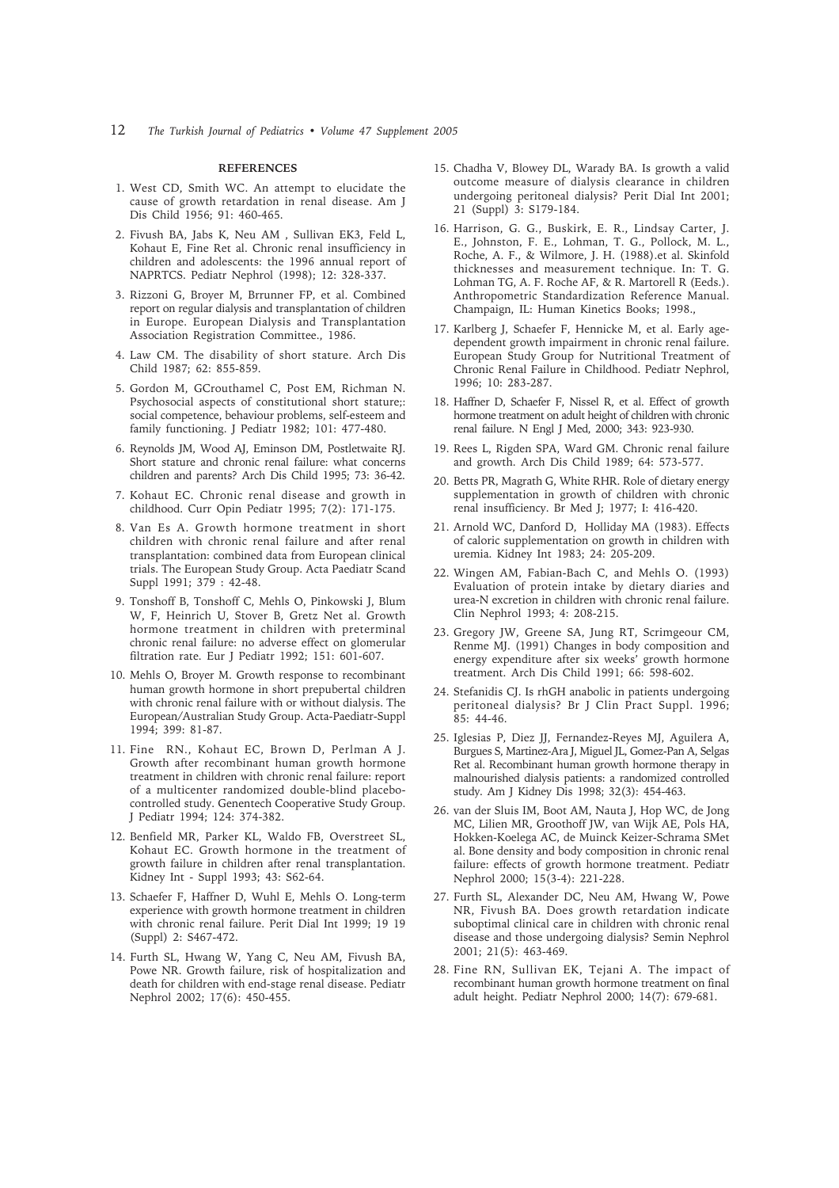## REFERENCES

1. West CD, Smith WC. An attempt to elucidate the cause of growth retardation in renal disease. Am J Dis Child 1956; 91: 460-465.
2. Fivush BA, Jabs K, Neu AM , Sullivan EK3, Feld L, Kohaut E, Fine Ret al. Chronic renal insufficiency in children and adolescents: the 1996 annual report of NAPRTCS. Pediatr Nephrol (1998); 12: 328-337.
3. Rizzoni G, Broyer M, Brrunner FP, et al. Combined report on regular dialysis and transplantation of children in Europe. European Dialysis and Transplantation Association Registration Committee., 1986.
4. Law CM. The disability of short stature. Arch Dis Child 1987; 62: 855-859.
5. Gordon M, GCrouthamel C, Post EM, Richman N. Psychosocial aspects of constitutional short stature;: social competence, behaviour problems, self-esteem and family functioning. J Pediatr 1982; 101: 477-480.
6. Reynolds JM, Wood AJ, Eminson DM, Postletwaite RJ. Short stature and chronic renal failure: what concerns children and parents? Arch Dis Child 1995; 73: 36-42.
7. Kohaut EC. Chronic renal disease and growth in childhood. Curr Opin Pediatr 1995; 7(2): 171-175.
8. Van Es A. Growth hormone treatment in short children with chronic renal failure and after renal transplantation: combined data from European clinical trials. The European Study Group. Acta Paediatr Scand Suppl 1991; 379 : 42-48.
9. Tonshoff B, Tonshoff C, Mehls O, Pinkowski J, Blum W, F, Heinrich U, Stover B, Gretz Net al. Growth hormone treatment in children with preterminal chronic renal failure: no adverse effect on glomerular filtration rate. Eur J Pediatr 1992; 151: 601-607.
10. Mehls O, Broyer M. Growth response to recombinant human growth hormone in short prepubertal children with chronic renal failure with or without dialysis. The European/Australian Study Group. Acta-Paediatr-Suppl 1994; 399: 81-87.
11. Fine RN., Kohaut EC, Brown D, Perlman A J. Growth after recombinant human growth hormone treatment in children with chronic renal failure: report of a multicenter randomized double-blind placebo-controlled study. Genentech Cooperative Study Group. J Pediatr 1994; 124: 374-382.
12. Benfield MR, Parker KL, Waldo FB, Overstreet SL, Kohaut EC. Growth hormone in the treatment of growth failure in children after renal transplantation. Kidney Int - Suppl 1993; 43: S62-64.
13. Schaefer F, Haffner D, Wuhl E, Mehls O. Long-term experience with growth hormone treatment in children with chronic renal failure. Perit Dial Int 1999; 19 19 (Suppl) 2: S467-472.
14. Furth SL, Hwang W, Yang C, Neu AM, Fivush BA, Powe NR. Growth failure, risk of hospitalization and death for children with end-stage renal disease. Pediatr Nephrol 2002; 17(6): 450-455.
15. Chadha V, Blowey DL, Warady BA. Is growth a valid outcome measure of dialysis clearance in children undergoing peritoneal dialysis? Perit Dial Int 2001; 21 (Suppl) 3: S179-184.
16. Harrison, G. G., Buskirk, E. R., Lindsay Carter, J. E., Johnston, F. E., Lohman, T. G., Pollock, M. L., Roche, A. F., & Wilmore, J. H. (1988).et al. Skinfold thicknesses and measurement technique. In: T. G. Lohman TG, A. F. Roche AF, & R. Martorell R (Eeds.). Anthropometric Standardization Reference Manual. Champaign, IL: Human Kinetics Books; 1998.,
17. Karlberg J, Schaefer F, Hennicke M, et al. Early age-dependent growth impairment in chronic renal failure. European Study Group for Nutritional Treatment of Chronic Renal Failure in Childhood. Pediatr Nephrol, 1996; 10: 283-287.
18. Haffner D, Schaefer F, Nissel R, et al. Effect of growth hormone treatment on adult height of children with chronic renal failure. N Engl J Med, 2000; 343: 923-930.
19. Rees L, Rigden SPA, Ward GM. Chronic renal failure and growth. Arch Dis Child 1989; 64: 573-577.
20. Betts PR, Magrath G, White RHR. Role of dietary energy supplementation in growth of children with chronic renal insufficiency. Br Med J; 1977; I: 416-420.
21. Arnold WC, Danford D, Holliday MA (1983). Effects of caloric supplementation on growth in children with uremia. Kidney Int 1983; 24: 205-209.
22. Wingen AM, Fabian-Bach C, and Mehls O. (1993) Evaluation of protein intake by dietary diaries and urea-N excretion in children with chronic renal failure. Clin Nephrol 1993; 4: 208-215.
23. Gregory JW, Greene SA, Jung RT, Scrimgeour CM, Renme MJ. (1991) Changes in body composition and energy expenditure after six weeks' growth hormone treatment. Arch Dis Child 1991; 66: 598-602.
24. Stefanidis CJ. Is rhGH anabolic in patients undergoing peritoneal dialysis? Br J Clin Pract Suppl. 1996; 85: 44-46.
25. Iglesias P, Diez JJ, Fernandez-Reyes MJ, Aguilera A, Burgues S, Martinez-Ara J, Miguel JL, Gomez-Pan A, Selgas Ret al. Recombinant human growth hormone therapy in malnourished dialysis patients: a randomized controlled study. Am J Kidney Dis 1998; 32(3): 454-463.
26. van der Sluis IM, Boot AM, Nauta J, Hop WC, de Jong MC, Lilien MR, Groothoff JW, van Wijk AE, Pols HA, Hokken-Koelega AC, de Muinck Keizer-Schrama SMet al. Bone density and body composition in chronic renal failure: effects of growth hormone treatment. Pediatr Nephrol 2000; 15(3-4): 221-228.
27. Furth SL, Alexander DC, Neu AM, Hwang W, Powe NR, Fivush BA. Does growth retardation indicate suboptimal clinical care in children with chronic renal disease and those undergoing dialysis? Semin Nephrol 2001; 21(5): 463-469.
28. Fine RN, Sullivan EK, Tejani A. The impact of recombinant human growth hormone treatment on final adult height. Pediatr Nephrol 2000; 14(7): 679-681.